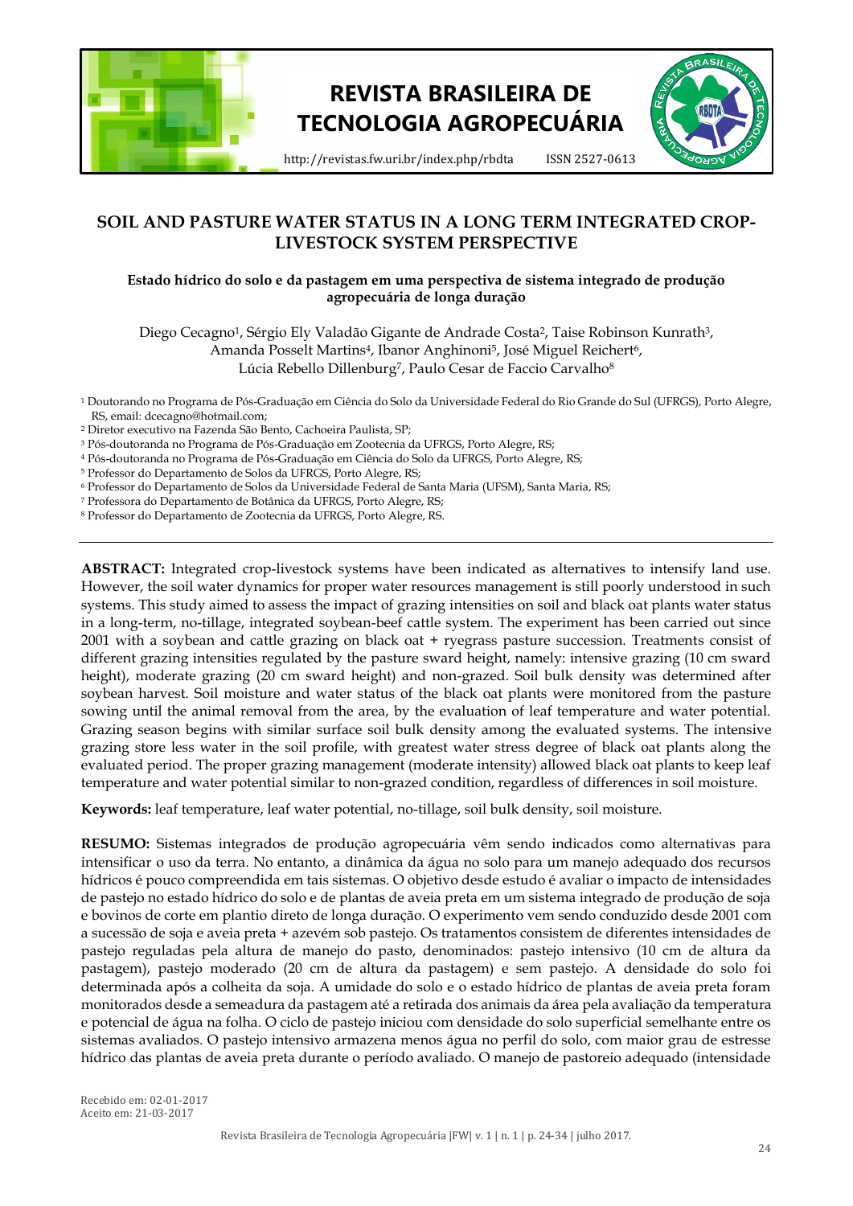# SOIL AND PASTURE WATER STATUS IN A LONG TERM INTEGRATED CROP-LIVESTOCK SYSTEM PERSPECTIVE

**Estado hídrico do solo e da pastagem em uma perspectiva de sistema integrado de produção agropecuária de longa duração**

Diego Cecagno[1], Sérgio Ely Valadão Gigante de Andrade Costa[2], Taise Robinson Kunrath[3], Amanda Posselt Martins[4], Ibanor Anghinoni[5], José Miguel Reichert[6], Lúcia Rebello Dillenburg[7], Paulo Cesar de Faccio Carvalho[8]

[1] Doutorando no Programa de Pós-Graduação em Ciência do Solo da Universidade Federal do Rio Grande do Sul (UFRGS), Porto Alegre, RS, email: dcecagno@hotmail.com;
[2] Diretor executivo na Fazenda São Bento, Cachoeira Paulista, SP;
[3] Pós-doutoranda no Programa de Pós-Graduação em Zootecnia da UFRGS, Porto Alegre, RS;
[4] Pós-doutoranda no Programa de Pós-Graduação em Ciência do Solo da UFRGS, Porto Alegre, RS;
[5] Professor do Departamento de Solos da UFRGS, Porto Alegre, RS;
[6] Professor do Departamento de Solos da Universidade Federal de Santa Maria (UFSM), Santa Maria, RS;
[7] Professora do Departamento de Botânica da UFRGS, Porto Alegre, RS;
[8] Professor do Departamento de Zootecnia da UFRGS, Porto Alegre, RS.

**ABSTRACT:** Integrated crop-livestock systems have been indicated as alternatives to intensify land use. However, the soil water dynamics for proper water resources management is still poorly understood in such systems. This study aimed to assess the impact of grazing intensities on soil and black oat plants water status in a long-term, no-tillage, integrated soybean-beef cattle system. The experiment has been carried out since 2001 with a soybean and cattle grazing on black oat + ryegrass pasture succession. Treatments consist of different grazing intensities regulated by the pasture sward height, namely: intensive grazing (10 cm sward height), moderate grazing (20 cm sward height) and non-grazed. Soil bulk density was determined after soybean harvest. Soil moisture and water status of the black oat plants were monitored from the pasture sowing until the animal removal from the area, by the evaluation of leaf temperature and water potential. Grazing season begins with similar surface soil bulk density among the evaluated systems. The intensive grazing store less water in the soil profile, with greatest water stress degree of black oat plants along the evaluated period. The proper grazing management (moderate intensity) allowed black oat plants to keep leaf temperature and water potential similar to non-grazed condition, regardless of differences in soil moisture.

**Keywords:** leaf temperature, leaf water potential, no-tillage, soil bulk density, soil moisture.

**RESUMO:** Sistemas integrados de produção agropecuária vêm sendo indicados como alternativas para intensificar o uso da terra. No entanto, a dinâmica da água no solo para um manejo adequado dos recursos hídricos é pouco compreendida em tais sistemas. O objetivo desde estudo é avaliar o impacto de intensidades de pastejo no estado hídrico do solo e de plantas de aveia preta em um sistema integrado de produção de soja e bovinos de corte em plantio direto de longa duração. O experimento vem sendo conduzido desde 2001 com a sucessão de soja e aveia preta + azevém sob pastejo. Os tratamentos consistem de diferentes intensidades de pastejo reguladas pela altura de manejo do pasto, denominados: pastejo intensivo (10 cm de altura da pastagem), pastejo moderado (20 cm de altura da pastagem) e sem pastejo. A densidade do solo foi determinada após a colheita da soja. A umidade do solo e o estado hídrico de plantas de aveia preta foram monitorados desde a semeadura da pastagem até a retirada dos animais da área pela avaliação da temperatura e potencial de água na folha. O ciclo de pastejo iniciou com densidade do solo superficial semelhante entre os sistemas avaliados. O pastejo intensivo armazena menos água no perfil do solo, com maior grau de estresse hídrico das plantas de aveia preta durante o período avaliado. O manejo de pastoreio adequado (intensidade

Recebido em: 02-01-2017
Aceito em: 21-03-2017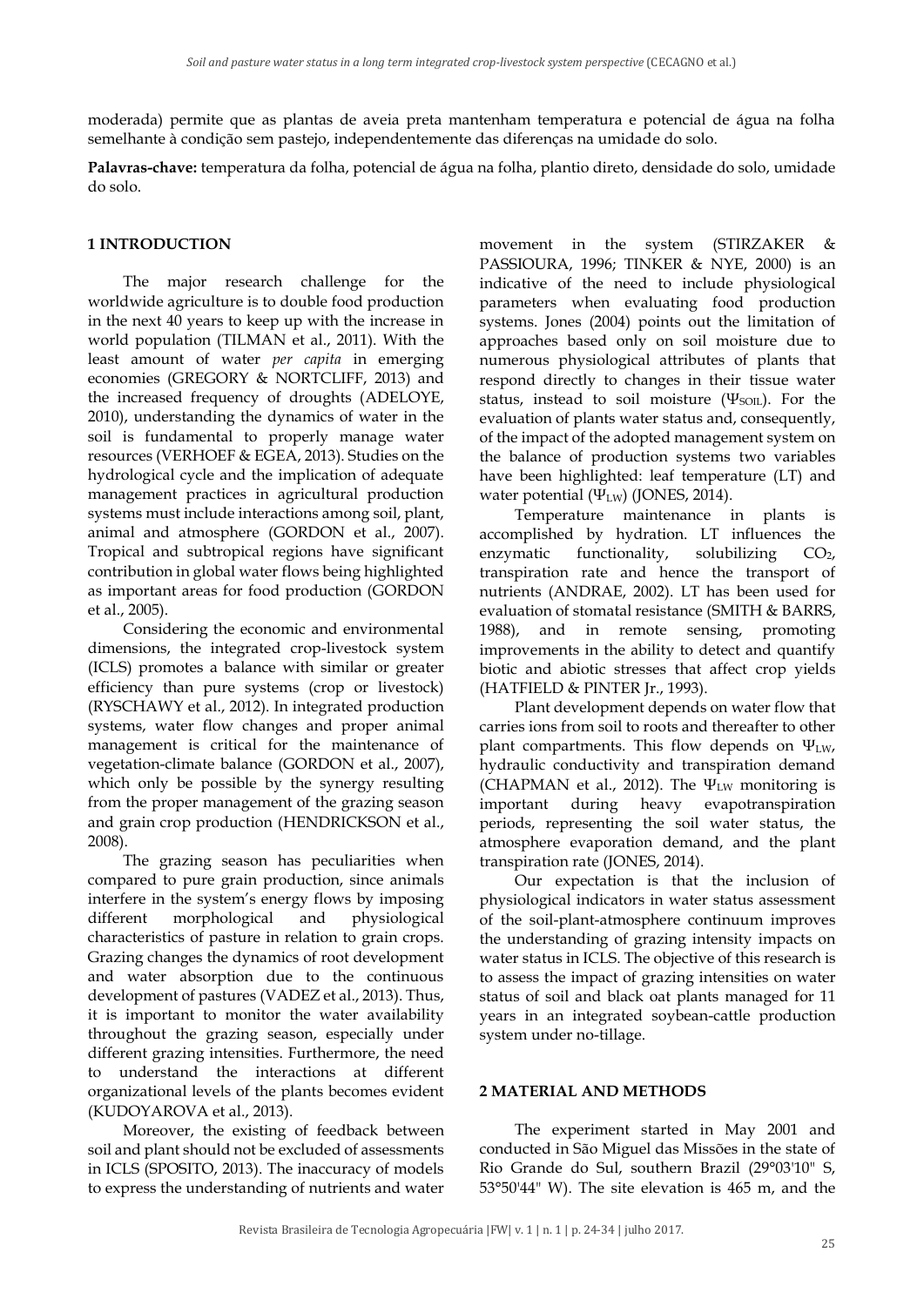moderada) permite que as plantas de aveia preta mantenham temperatura e potencial de água na folha semelhante à condição sem pastejo, independentemente das diferenças na umidade do solo.

**Palavras-chave:** temperatura da folha, potencial de água na folha, plantio direto, densidade do solo, umidade do solo.

## 1 INTRODUCTION

The major research challenge for the worldwide agriculture is to double food production in the next 40 years to keep up with the increase in world population (TILMAN et al., 2011). With the least amount of water *per capita* in emerging economies (GREGORY & NORTCLIFF, 2013) and the increased frequency of droughts (ADELOYE, 2010), understanding the dynamics of water in the soil is fundamental to properly manage water resources (VERHOEF & EGEA, 2013). Studies on the hydrological cycle and the implication of adequate management practices in agricultural production systems must include interactions among soil, plant, animal and atmosphere (GORDON et al., 2007). Tropical and subtropical regions have significant contribution in global water flows being highlighted as important areas for food production (GORDON et al., 2005).

Considering the economic and environmental dimensions, the integrated crop-livestock system (ICLS) promotes a balance with similar or greater efficiency than pure systems (crop or livestock) (RYSCHAWY et al., 2012). In integrated production systems, water flow changes and proper animal management is critical for the maintenance of vegetation-climate balance (GORDON et al., 2007), which only be possible by the synergy resulting from the proper management of the grazing season and grain crop production (HENDRICKSON et al., 2008).

The grazing season has peculiarities when compared to pure grain production, since animals interfere in the system's energy flows by imposing different morphological and physiological characteristics of pasture in relation to grain crops. Grazing changes the dynamics of root development and water absorption due to the continuous development of pastures (VADEZ et al., 2013). Thus, it is important to monitor the water availability throughout the grazing season, especially under different grazing intensities. Furthermore, the need to understand the interactions at different organizational levels of the plants becomes evident (KUDOYAROVA et al., 2013).

Moreover, the existing of feedback between soil and plant should not be excluded of assessments in ICLS (SPOSITO, 2013). The inaccuracy of models to express the understanding of nutrients and water movement in the system (STIRZAKER & PASSIOURA, 1996; TINKER & NYE, 2000) is an indicative of the need to include physiological parameters when evaluating food production systems. Jones (2004) points out the limitation of approaches based only on soil moisture due to numerous physiological attributes of plants that respond directly to changes in their tissue water status, instead to soil moisture ($\Psi_{SOIL}$). For the evaluation of plants water status and, consequently, of the impact of the adopted management system on the balance of production systems two variables have been highlighted: leaf temperature (LT) and water potential ($\Psi_{LW}$) (JONES, 2014).

Temperature maintenance in plants is accomplished by hydration. LT influences the enzymatic functionality, solubilizing $CO_2$, transpiration rate and hence the transport of nutrients (ANDRAE, 2002). LT has been used for evaluation of stomatal resistance (SMITH & BARRS, 1988), and in remote sensing, promoting improvements in the ability to detect and quantify biotic and abiotic stresses that affect crop yields (HATFIELD & PINTER Jr., 1993).

Plant development depends on water flow that carries ions from soil to roots and thereafter to other plant compartments. This flow depends on $\Psi_{LW}$, hydraulic conductivity and transpiration demand (CHAPMAN et al., 2012). The $\Psi_{LW}$ monitoring is important during heavy evapotranspiration periods, representing the soil water status, the atmosphere evaporation demand, and the plant transpiration rate (JONES, 2014).

Our expectation is that the inclusion of physiological indicators in water status assessment of the soil-plant-atmosphere continuum improves the understanding of grazing intensity impacts on water status in ICLS. The objective of this research is to assess the impact of grazing intensities on water status of soil and black oat plants managed for 11 years in an integrated soybean-cattle production system under no-tillage.

## 2 MATERIAL AND METHODS

The experiment started in May 2001 and conducted in São Miguel das Missões in the state of Rio Grande do Sul, southern Brazil (29°03'10" S, 53°50'44" W). The site elevation is 465 m, and the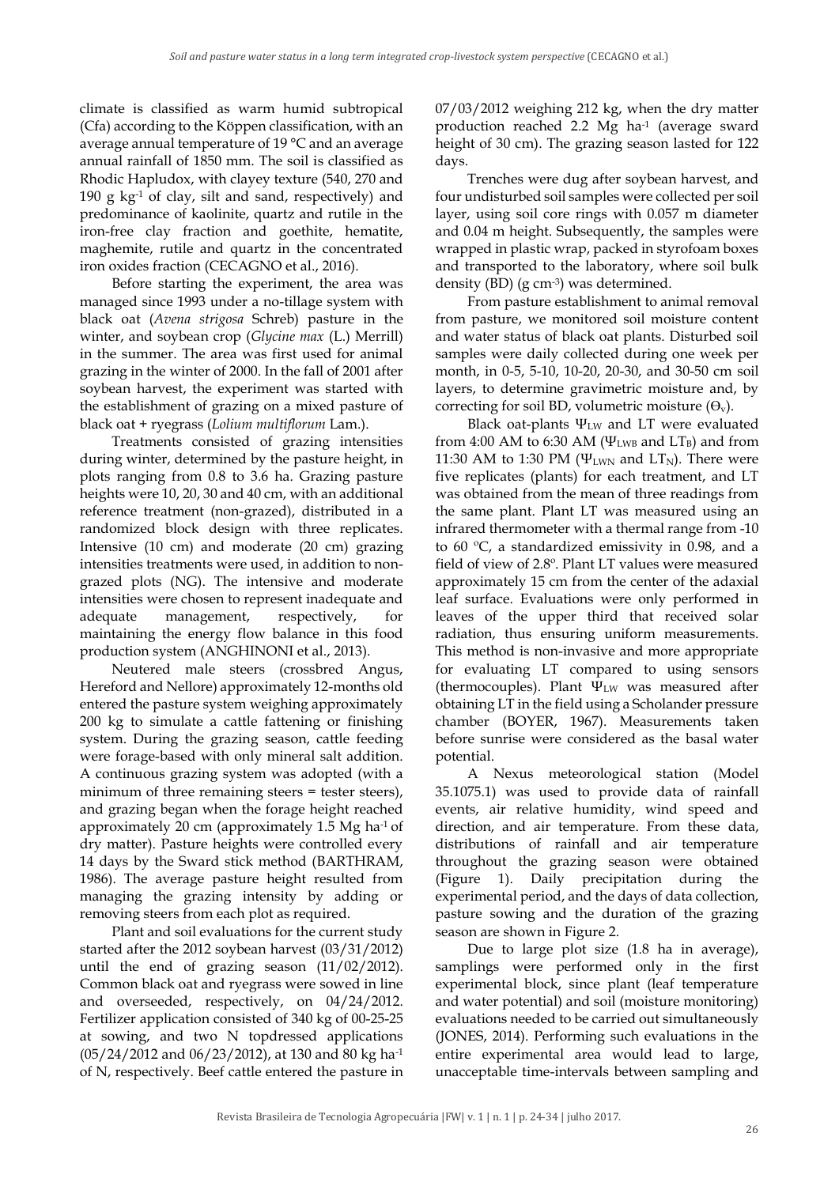climate is classified as warm humid subtropical (Cfa) according to the Köppen classification, with an average annual temperature of 19 °C and an average annual rainfall of 1850 mm. The soil is classified as Rhodic Hapludox, with clayey texture (540, 270 and 190 g kg$^{-1}$ of clay, silt and sand, respectively) and predominance of kaolinite, quartz and rutile in the iron-free clay fraction and goethite, hematite, maghemite, rutile and quartz in the concentrated iron oxides fraction (CECAGNO et al., 2016).

Before starting the experiment, the area was managed since 1993 under a no-tillage system with black oat (*Avena strigosa* Schreb) pasture in the winter, and soybean crop (*Glycine max* (L.) Merrill) in the summer. The area was first used for animal grazing in the winter of 2000. In the fall of 2001 after soybean harvest, the experiment was started with the establishment of grazing on a mixed pasture of black oat + ryegrass (*Lolium multiflorum* Lam.).

Treatments consisted of grazing intensities during winter, determined by the pasture height, in plots ranging from 0.8 to 3.6 ha. Grazing pasture heights were 10, 20, 30 and 40 cm, with an additional reference treatment (non-grazed), distributed in a randomized block design with three replicates. Intensive (10 cm) and moderate (20 cm) grazing intensities treatments were used, in addition to non-grazed plots (NG). The intensive and moderate intensities were chosen to represent inadequate and adequate management, respectively, for maintaining the energy flow balance in this food production system (ANGHINONI et al., 2013).

Neutered male steers (crossbred Angus, Hereford and Nellore) approximately 12-months old entered the pasture system weighing approximately 200 kg to simulate a cattle fattening or finishing system. During the grazing season, cattle feeding were forage-based with only mineral salt addition. A continuous grazing system was adopted (with a minimum of three remaining steers = tester steers), and grazing began when the forage height reached approximately 20 cm (approximately 1.5 Mg ha$^{-1}$ of dry matter). Pasture heights were controlled every 14 days by the Sward stick method (BARTHRAM, 1986). The average pasture height resulted from managing the grazing intensity by adding or removing steers from each plot as required.

Plant and soil evaluations for the current study started after the 2012 soybean harvest (03/31/2012) until the end of grazing season (11/02/2012). Common black oat and ryegrass were sowed in line and overseeded, respectively, on 04/24/2012. Fertilizer application consisted of 340 kg of 00-25-25 at sowing, and two N topdressed applications (05/24/2012 and 06/23/2012), at 130 and 80 kg ha$^{-1}$ of N, respectively. Beef cattle entered the pasture in 07/03/2012 weighing 212 kg, when the dry matter production reached 2.2 Mg ha$^{-1}$ (average sward height of 30 cm). The grazing season lasted for 122 days.

Trenches were dug after soybean harvest, and four undisturbed soil samples were collected per soil layer, using soil core rings with 0.057 m diameter and 0.04 m height. Subsequently, the samples were wrapped in plastic wrap, packed in styrofoam boxes and transported to the laboratory, where soil bulk density (BD) (g cm$^{-3}$) was determined.

From pasture establishment to animal removal from pasture, we monitored soil moisture content and water status of black oat plants. Disturbed soil samples were daily collected during one week per month, in 0-5, 5-10, 10-20, 20-30, and 30-50 cm soil layers, to determine gravimetric moisture and, by correcting for soil BD, volumetric moisture ($\Theta_v$).

Black oat-plants $\Psi_{LW}$ and LT were evaluated from 4:00 AM to 6:30 AM ($\Psi_{LWB}$ and $LT_B$) and from 11:30 AM to 1:30 PM ($\Psi_{LWN}$ and $LT_N$). There were five replicates (plants) for each treatment, and LT was obtained from the mean of three readings from the same plant. Plant LT was measured using an infrared thermometer with a thermal range from -10 to 60 °C, a standardized emissivity in 0.98, and a field of view of 2.8°. Plant LT values were measured approximately 15 cm from the center of the adaxial leaf surface. Evaluations were only performed in leaves of the upper third that received solar radiation, thus ensuring uniform measurements. This method is non-invasive and more appropriate for evaluating LT compared to using sensors (thermocouples). Plant $\Psi_{LW}$ was measured after obtaining LT in the field using a Scholander pressure chamber (BOYER, 1967). Measurements taken before sunrise were considered as the basal water potential.

A Nexus meteorological station (Model 35.1075.1) was used to provide data of rainfall events, air relative humidity, wind speed and direction, and air temperature. From these data, distributions of rainfall and air temperature throughout the grazing season were obtained (Figure 1). Daily precipitation during the experimental period, and the days of data collection, pasture sowing and the duration of the grazing season are shown in Figure 2.

Due to large plot size (1.8 ha in average), samplings were performed only in the first experimental block, since plant (leaf temperature and water potential) and soil (moisture monitoring) evaluations needed to be carried out simultaneously (JONES, 2014). Performing such evaluations in the entire experimental area would lead to large, unacceptable time-intervals between sampling and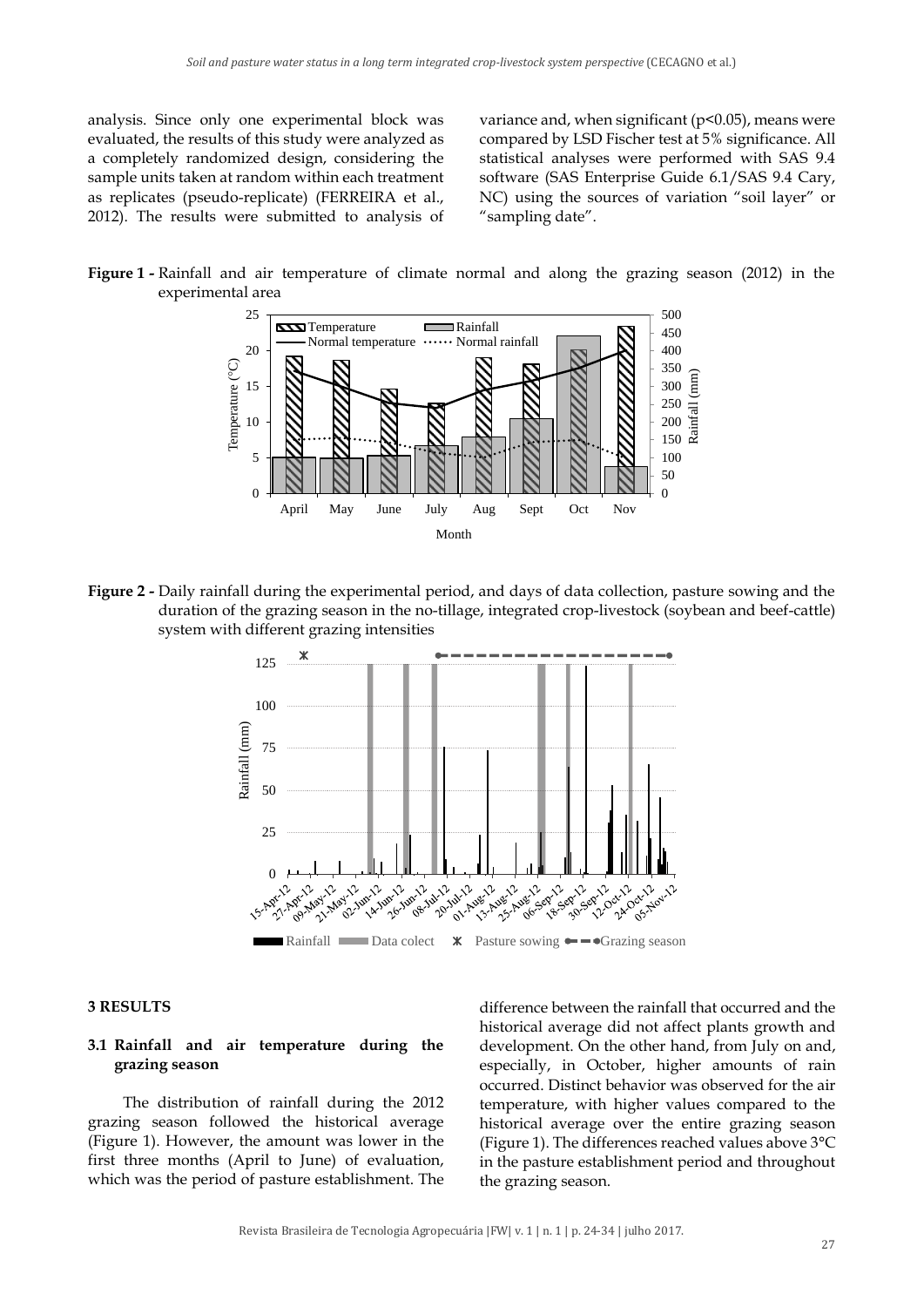analysis. Since only one experimental block was evaluated, the results of this study were analyzed as a completely randomized design, considering the sample units taken at random within each treatment as replicates (pseudo-replicate) (FERREIRA et al., 2012). The results were submitted to analysis of variance and, when significant ($p<0.05$), means were compared by LSD Fischer test at 5% significance. All statistical analyses were performed with SAS 9.4 software (SAS Enterprise Guide 6.1/SAS 9.4 Cary, NC) using the sources of variation "soil layer" or "sampling date".

**Figure 1 -** Rainfall and air temperature of climate normal and along the grazing season (2012) in the experimental area

**Figure 2 -** Daily rainfall during the experimental period, and days of data collection, pasture sowing and the duration of the grazing season in the no-tillage, integrated crop-livestock (soybean and beef-cattle) system with different grazing intensities

### 3 RESULTS

#### 3.1 Rainfall and air temperature during the grazing season

The distribution of rainfall during the 2012 grazing season followed the historical average (Figure 1). However, the amount was lower in the first three months (April to June) of evaluation, which was the period of pasture establishment. The difference between the rainfall that occurred and the historical average did not affect plants growth and development. On the other hand, from July on and, especially, in October, higher amounts of rain occurred. Distinct behavior was observed for the air temperature, with higher values compared to the historical average over the entire grazing season (Figure 1). The differences reached values above 3°C in the pasture establishment period and throughout the grazing season.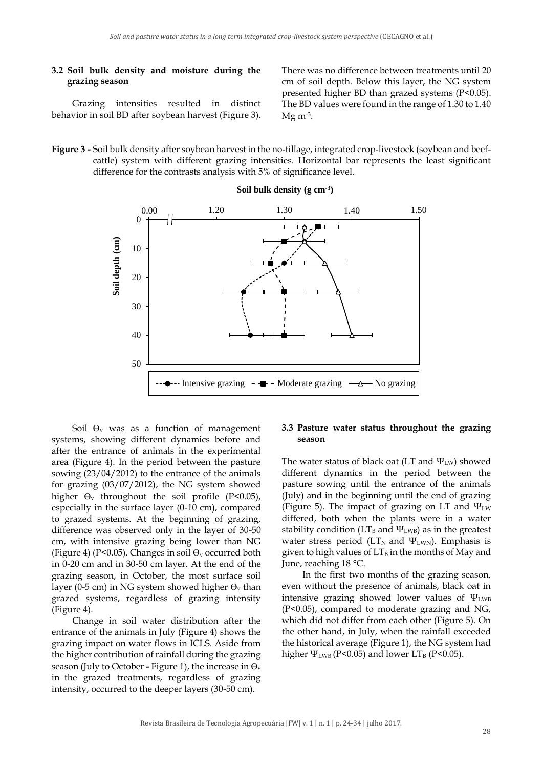### 3.2 Soil bulk density and moisture during the grazing season

Grazing intensities resulted in distinct behavior in soil BD after soybean harvest (Figure 3). There was no difference between treatments until 20 cm of soil depth. Below this layer, the NG system presented higher BD than grazed systems ($P<0.05$). The BD values were found in the range of 1.30 to 1.40 Mg m$^{-3}$.

**Figure 3 -** Soil bulk density after soybean harvest in the no-tillage, integrated crop-livestock (soybean and beef-cattle) system with different grazing intensities. Horizontal bar represents the least significant difference for the contrasts analysis with 5% of significance level.

Soil $\Theta_v$ was as a function of management systems, showing different dynamics before and after the entrance of animals in the experimental area (Figure 4). In the period between the pasture sowing (23/04/2012) to the entrance of the animals for grazing (03/07/2012), the NG system showed higher $\Theta_v$ throughout the soil profile ($P<0.05$), especially in the surface layer (0-10 cm), compared to grazed systems. At the beginning of grazing, difference was observed only in the layer of 30-50 cm, with intensive grazing being lower than NG (Figure 4) ($P<0.05$). Changes in soil $\Theta_v$ occurred both in 0-20 cm and in 30-50 cm layer. At the end of the grazing season, in October, the most surface soil layer (0-5 cm) in NG system showed higher $\Theta_v$ than grazed systems, regardless of grazing intensity (Figure 4).

Change in soil water distribution after the entrance of the animals in July (Figure 4) shows the grazing impact on water flows in ICLS. Aside from the higher contribution of rainfall during the grazing season (July to October **-** Figure 1), the increase in $\Theta_v$ in the grazed treatments, regardless of grazing intensity, occurred to the deeper layers (30-50 cm).

### 3.3 Pasture water status throughout the grazing season

The water status of black oat (LT and $\Psi_{LW}$) showed different dynamics in the period between the pasture sowing until the entrance of the animals (July) and in the beginning until the end of grazing (Figure 5). The impact of grazing on LT and $\Psi_{LW}$ differed, both when the plants were in a water stability condition ($LT_B$ and $\Psi_{LWB}$) as in the greatest water stress period ($LT_N$ and $\Psi_{LWN}$). Emphasis is given to high values of $LT_B$ in the months of May and June, reaching 18 °C.

In the first two months of the grazing season, even without the presence of animals, black oat in intensive grazing showed lower values of $\Psi_{LWB}$ ($P<0.05$), compared to moderate grazing and NG, which did not differ from each other (Figure 5). On the other hand, in July, when the rainfall exceeded the historical average (Figure 1), the NG system had higher $\Psi_{LWB}$ ($P<0.05$) and lower $LT_B$ ($P<0.05$).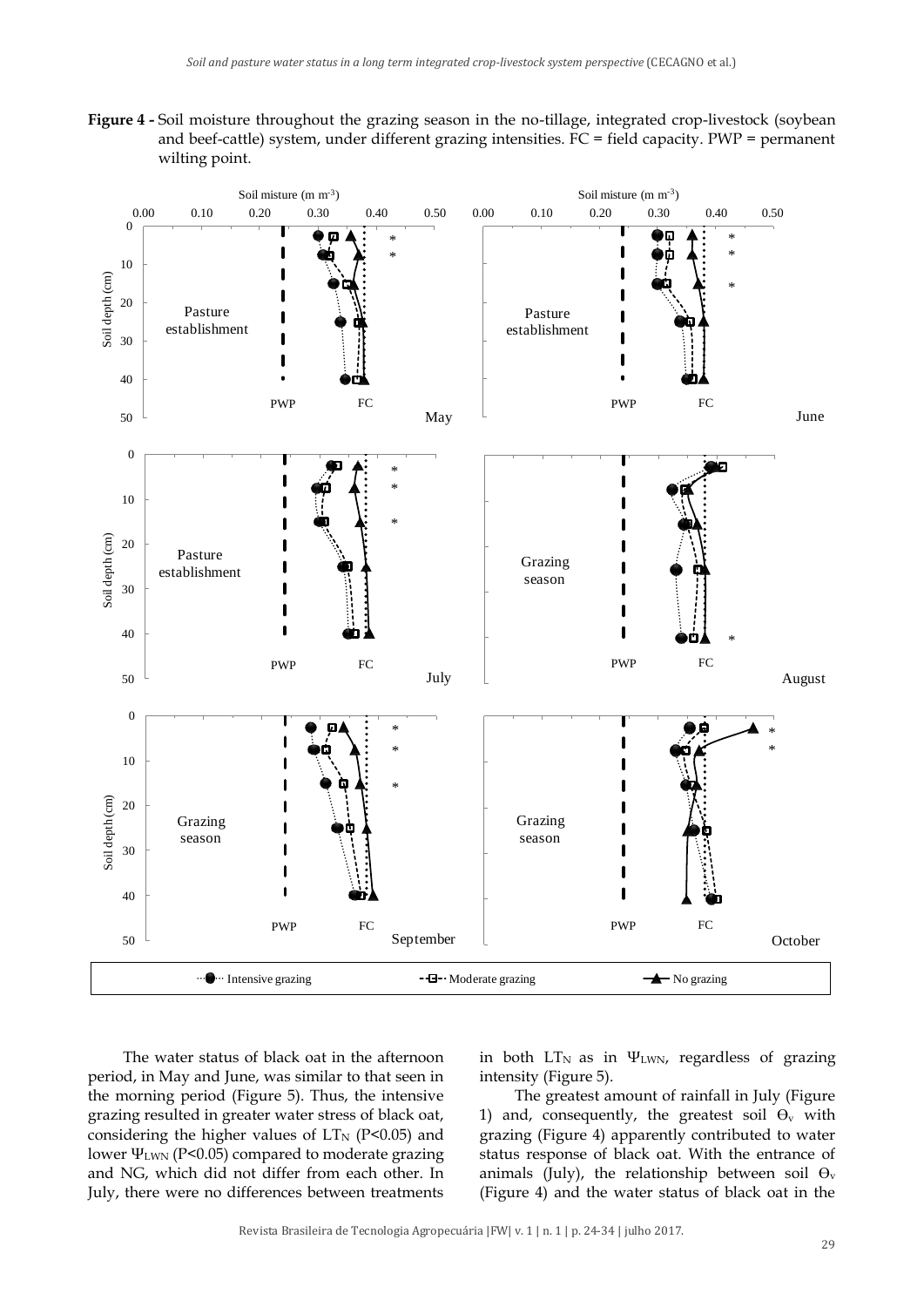**Figure 4 -** Soil moisture throughout the grazing season in the no-tillage, integrated crop-livestock (soybean and beef-cattle) system, under different grazing intensities. FC = field capacity. PWP = permanent wilting point.

The water status of black oat in the afternoon period, in May and June, was similar to that seen in the morning period (Figure 5). Thus, the intensive grazing resulted in greater water stress of black oat, considering the higher values of $LT_N$ ($P<0.05$) and lower $\Psi_{LWN}$ ($P<0.05$) compared to moderate grazing and NG, which did not differ from each other. In July, there were no differences between treatments in both $LT_N$ as in $\Psi_{LWN}$, regardless of grazing intensity (Figure 5).

The greatest amount of rainfall in July (Figure 1) and, consequently, the greatest soil $\Theta_v$ with grazing (Figure 4) apparently contributed to water status response of black oat. With the entrance of animals (July), the relationship between soil $\Theta_v$ (Figure 4) and the water status of black oat in the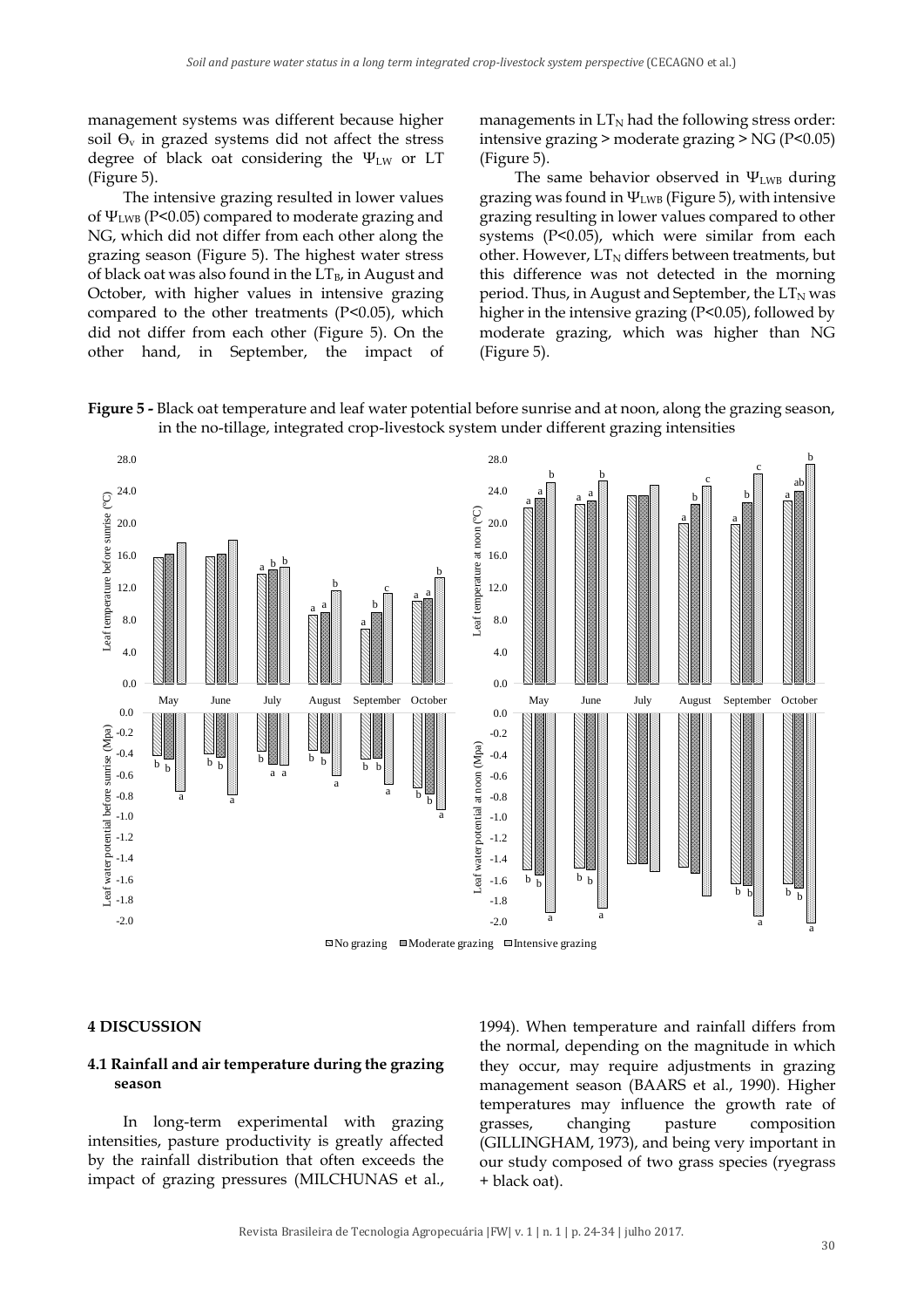management systems was different because higher soil $\Theta_v$ in grazed systems did not affect the stress degree of black oat considering the $\Psi_{LW}$ or LT (Figure 5).

The intensive grazing resulted in lower values of $\Psi_{LWB}$ ($P<0.05$) compared to moderate grazing and NG, which did not differ from each other along the grazing season (Figure 5). The highest water stress of black oat was also found in the $LT_B$, in August and October, with higher values in intensive grazing compared to the other treatments ($P<0.05$), which did not differ from each other (Figure 5). On the other hand, in September, the impact of managements in $LT_N$ had the following stress order: intensive grazing > moderate grazing > NG ($P<0.05$) (Figure 5).

The same behavior observed in $\Psi_{LWB}$ during grazing was found in $\Psi_{LWB}$ (Figure 5), with intensive grazing resulting in lower values compared to other systems ($P<0.05$), which were similar from each other. However, $LT_N$ differs between treatments, but this difference was not detected in the morning period. Thus, in August and September, the $LT_N$ was higher in the intensive grazing ($P<0.05$), followed by moderate grazing, which was higher than NG (Figure 5).

**Figure 5 -** Black oat temperature and leaf water potential before sunrise and at noon, along the grazing season, in the no-tillage, integrated crop-livestock system under different grazing intensities

## 4 DISCUSSION

### 4.1 Rainfall and air temperature during the grazing season

In long-term experimental with grazing intensities, pasture productivity is greatly affected by the rainfall distribution that often exceeds the impact of grazing pressures (MILCHUNAS et al., 1994). When temperature and rainfall differs from the normal, depending on the magnitude in which they occur, may require adjustments in grazing management season (BAARS et al., 1990). Higher temperatures may influence the growth rate of grasses, changing pasture composition (GILLINGHAM, 1973), and being very important in our study composed of two grass species (ryegrass + black oat).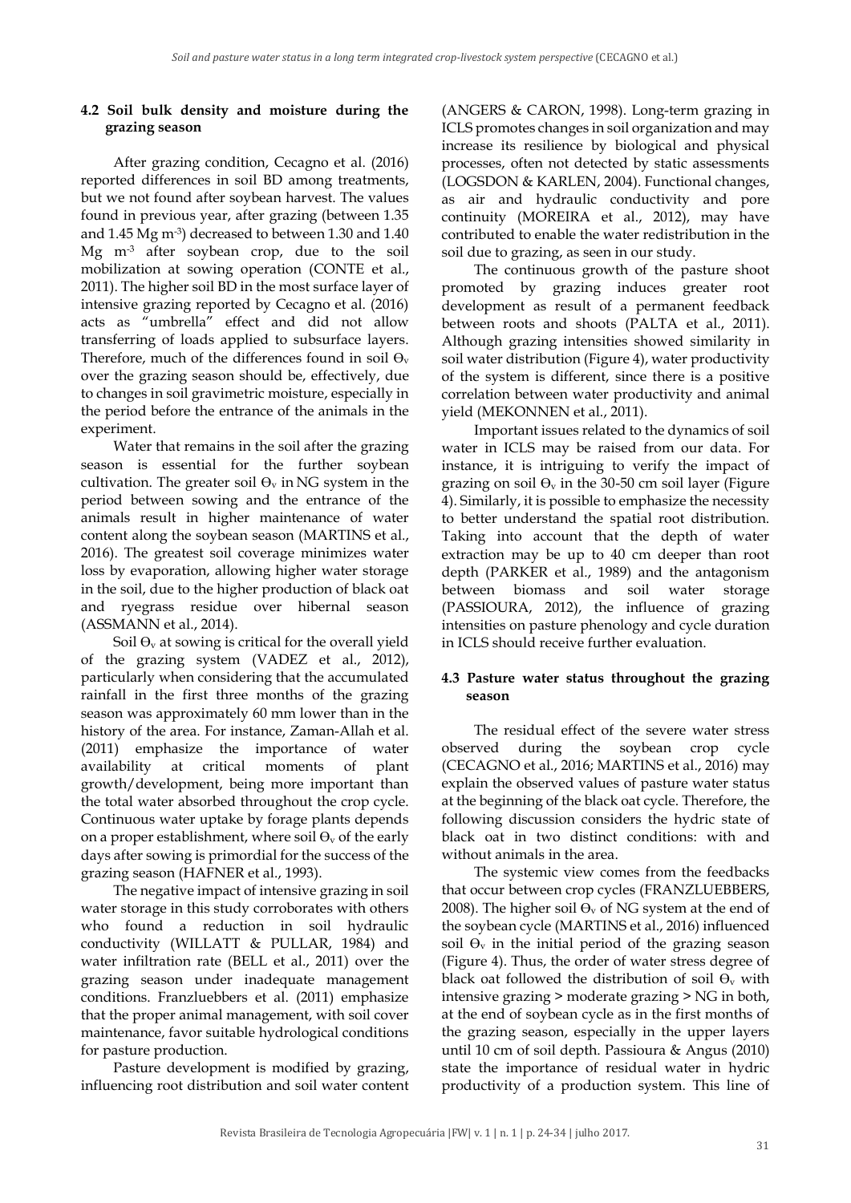### 4.2 Soil bulk density and moisture during the grazing season

After grazing condition, Cecagno et al. (2016) reported differences in soil BD among treatments, but we not found after soybean harvest. The values found in previous year, after grazing (between 1.35 and 1.45 Mg $m^{-3}$) decreased to between 1.30 and 1.40 Mg $m^{-3}$ after soybean crop, due to the soil mobilization at sowing operation (CONTE et al., 2011). The higher soil BD in the most surface layer of intensive grazing reported by Cecagno et al. (2016) acts as "umbrella" effect and did not allow transferring of loads applied to subsurface layers. Therefore, much of the differences found in soil $\Theta_v$ over the grazing season should be, effectively, due to changes in soil gravimetric moisture, especially in the period before the entrance of the animals in the experiment.

Water that remains in the soil after the grazing season is essential for the further soybean cultivation. The greater soil $\Theta_v$ in NG system in the period between sowing and the entrance of the animals result in higher maintenance of water content along the soybean season (MARTINS et al., 2016). The greatest soil coverage minimizes water loss by evaporation, allowing higher water storage in the soil, due to the higher production of black oat and ryegrass residue over hibernal season (ASSMANN et al., 2014).

Soil $\Theta_v$ at sowing is critical for the overall yield of the grazing system (VADEZ et al., 2012), particularly when considering that the accumulated rainfall in the first three months of the grazing season was approximately 60 mm lower than in the history of the area. For instance, Zaman-Allah et al. (2011) emphasize the importance of water availability at critical moments of plant growth/development, being more important than the total water absorbed throughout the crop cycle. Continuous water uptake by forage plants depends on a proper establishment, where soil $\Theta_v$ of the early days after sowing is primordial for the success of the grazing season (HAFNER et al., 1993).

The negative impact of intensive grazing in soil water storage in this study corroborates with others who found a reduction in soil hydraulic conductivity (WILLATT & PULLAR, 1984) and water infiltration rate (BELL et al., 2011) over the grazing season under inadequate management conditions. Franzluebbers et al. (2011) emphasize that the proper animal management, with soil cover maintenance, favor suitable hydrological conditions for pasture production.

Pasture development is modified by grazing, influencing root distribution and soil water content (ANGERS & CARON, 1998). Long-term grazing in ICLS promotes changes in soil organization and may increase its resilience by biological and physical processes, often not detected by static assessments (LOGSDON & KARLEN, 2004). Functional changes, as air and hydraulic conductivity and pore continuity (MOREIRA et al., 2012), may have contributed to enable the water redistribution in the soil due to grazing, as seen in our study.

The continuous growth of the pasture shoot promoted by grazing induces greater root development as result of a permanent feedback between roots and shoots (PALTA et al., 2011). Although grazing intensities showed similarity in soil water distribution (Figure 4), water productivity of the system is different, since there is a positive correlation between water productivity and animal yield (MEKONNEN et al., 2011).

Important issues related to the dynamics of soil water in ICLS may be raised from our data. For instance, it is intriguing to verify the impact of grazing on soil $\Theta_v$ in the 30-50 cm soil layer (Figure 4). Similarly, it is possible to emphasize the necessity to better understand the spatial root distribution. Taking into account that the depth of water extraction may be up to 40 cm deeper than root depth (PARKER et al., 1989) and the antagonism between biomass and soil water storage (PASSIOURA, 2012), the influence of grazing intensities on pasture phenology and cycle duration in ICLS should receive further evaluation.

### 4.3 Pasture water status throughout the grazing season

The residual effect of the severe water stress observed during the soybean crop cycle (CECAGNO et al., 2016; MARTINS et al., 2016) may explain the observed values of pasture water status at the beginning of the black oat cycle. Therefore, the following discussion considers the hydric state of black oat in two distinct conditions: with and without animals in the area.

The systemic view comes from the feedbacks that occur between crop cycles (FRANZLUEBBERS, 2008). The higher soil $\Theta_v$ of NG system at the end of the soybean cycle (MARTINS et al., 2016) influenced soil $\Theta_v$ in the initial period of the grazing season (Figure 4). Thus, the order of water stress degree of black oat followed the distribution of soil $\Theta_v$ with intensive grazing > moderate grazing > NG in both, at the end of soybean cycle as in the first months of the grazing season, especially in the upper layers until 10 cm of soil depth. Passioura & Angus (2010) state the importance of residual water in hydric productivity of a production system. This line of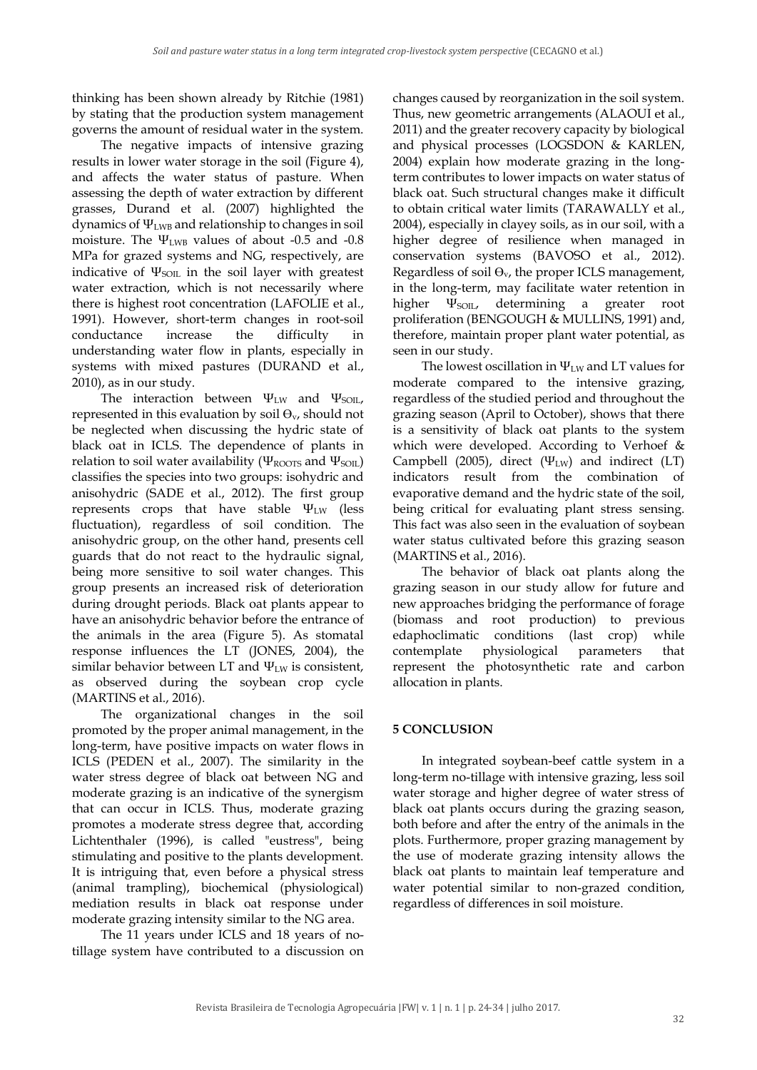thinking has been shown already by Ritchie (1981) by stating that the production system management governs the amount of residual water in the system.

The negative impacts of intensive grazing results in lower water storage in the soil (Figure 4), and affects the water status of pasture. When assessing the depth of water extraction by different grasses, Durand et al. (2007) highlighted the dynamics of $\Psi_{LWB}$ and relationship to changes in soil moisture. The $\Psi_{LWB}$ values of about -0.5 and -0.8 MPa for grazed systems and NG, respectively, are indicative of $\Psi_{SOIL}$ in the soil layer with greatest water extraction, which is not necessarily where there is highest root concentration (LAFOLIE et al., 1991). However, short-term changes in root-soil conductance increase the difficulty in understanding water flow in plants, especially in systems with mixed pastures (DURAND et al., 2010), as in our study.

The interaction between $\Psi_{LW}$ and $\Psi_{SOIL}$, represented in this evaluation by soil $\Theta_v$, should not be neglected when discussing the hydric state of black oat in ICLS. The dependence of plants in relation to soil water availability ($\Psi_{ROOTS}$ and $\Psi_{SOIL}$) classifies the species into two groups: isohydric and anisohydric (SADE et al., 2012). The first group represents crops that have stable $\Psi_{LW}$ (less fluctuation), regardless of soil condition. The anisohydric group, on the other hand, presents cell guards that do not react to the hydraulic signal, being more sensitive to soil water changes. This group presents an increased risk of deterioration during drought periods. Black oat plants appear to have an anisohydric behavior before the entrance of the animals in the area (Figure 5). As stomatal response influences the LT (JONES, 2004), the similar behavior between LT and $\Psi_{LW}$ is consistent, as observed during the soybean crop cycle (MARTINS et al., 2016).

The organizational changes in the soil promoted by the proper animal management, in the long-term, have positive impacts on water flows in ICLS (PEDEN et al., 2007). The similarity in the water stress degree of black oat between NG and moderate grazing is an indicative of the synergism that can occur in ICLS. Thus, moderate grazing promotes a moderate stress degree that, according Lichtenthaler (1996), is called "eustress", being stimulating and positive to the plants development. It is intriguing that, even before a physical stress (animal trampling), biochemical (physiological) mediation results in black oat response under moderate grazing intensity similar to the NG area.

The 11 years under ICLS and 18 years of no-tillage system have contributed to a discussion on changes caused by reorganization in the soil system. Thus, new geometric arrangements (ALAOUI et al., 2011) and the greater recovery capacity by biological and physical processes (LOGSDON & KARLEN, 2004) explain how moderate grazing in the long-term contributes to lower impacts on water status of black oat. Such structural changes make it difficult to obtain critical water limits (TARAWALLY et al., 2004), especially in clayey soils, as in our soil, with a higher degree of resilience when managed in conservation systems (BAVOSO et al., 2012). Regardless of soil $\Theta_v$, the proper ICLS management, in the long-term, may facilitate water retention in higher $\Psi_{SOIL}$, determining a greater root proliferation (BENGOUGH & MULLINS, 1991) and, therefore, maintain proper plant water potential, as seen in our study.

The lowest oscillation in $\Psi_{LW}$ and LT values for moderate compared to the intensive grazing, regardless of the studied period and throughout the grazing season (April to October), shows that there is a sensitivity of black oat plants to the system which were developed. According to Verhoef & Campbell (2005), direct ($\Psi_{LW}$) and indirect (LT) indicators result from the combination of evaporative demand and the hydric state of the soil, being critical for evaluating plant stress sensing. This fact was also seen in the evaluation of soybean water status cultivated before this grazing season (MARTINS et al., 2016).

The behavior of black oat plants along the grazing season in our study allow for future and new approaches bridging the performance of forage (biomass and root production) to previous edaphoclimatic conditions (last crop) while contemplate physiological parameters that represent the photosynthetic rate and carbon allocation in plants.

## 5 CONCLUSION

In integrated soybean-beef cattle system in a long-term no-tillage with intensive grazing, less soil water storage and higher degree of water stress of black oat plants occurs during the grazing season, both before and after the entry of the animals in the plots. Furthermore, proper grazing management by the use of moderate grazing intensity allows the black oat plants to maintain leaf temperature and water potential similar to non-grazed condition, regardless of differences in soil moisture.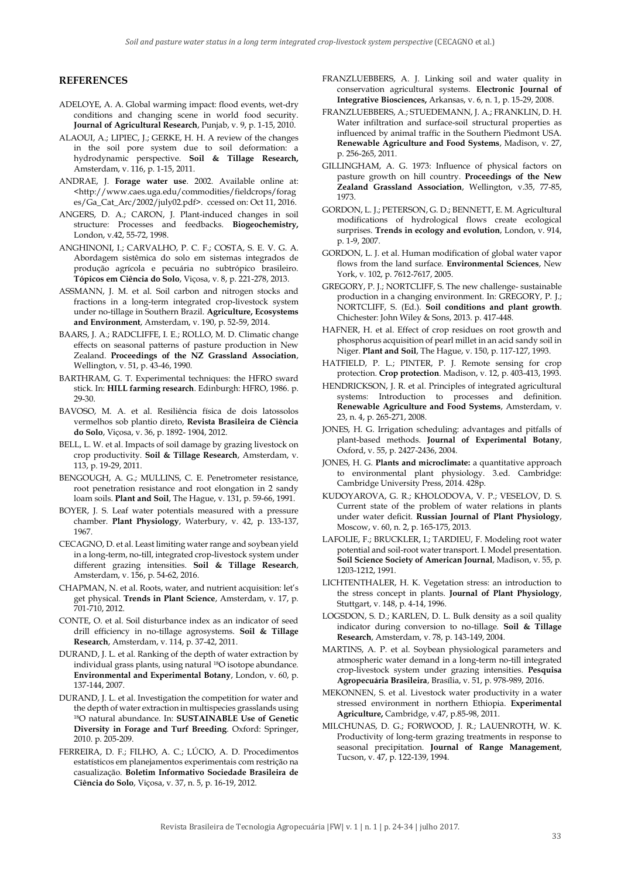## REFERENCES

ADELOYE, A. A. Global warming impact: flood events, wet-dry conditions and changing scene in world food security. **Journal of Agricultural Research**, Punjab, v. 9, p. 1-15, 2010.

ALAOUI, A.; LIPIEC, J.; GERKE, H. H. A review of the changes in the soil pore system due to soil deformation: a hydrodynamic perspective. **Soil & Tillage Research,** Amsterdam, v. 116, p. 1-15, 2011.

ANDRAE, J. **Forage water use**. 2002. Available online at: <http://www.caes.uga.edu/commodities/fieldcrops/forages/Ga_Cat_Arc/2002/july02.pdf>. ccessed on: Oct 11, 2016.

ANGERS, D. A.; CARON, J. Plant-induced changes in soil structure: Processes and feedbacks. **Biogeochemistry,** London, v.42, 55-72, 1998.

ANGHINONI, I.; CARVALHO, P. C. F.; COSTA, S. E. V. G. A. Abordagem sistêmica do solo em sistemas integrados de produção agrícola e pecuária no subtrópico brasileiro. **Tópicos em Ciência do Solo**, Viçosa, v. 8, p. 221-278, 2013.

ASSMANN, J. M. et al. Soil carbon and nitrogen stocks and fractions in a long-term integrated crop-livestock system under no-tillage in Southern Brazil. **Agriculture, Ecosystems and Environment**, Amsterdam, v. 190, p. 52-59, 2014.

BAARS, J. A.; RADCLIFFE, I. E.; ROLLO, M. D. Climatic change effects on seasonal patterns of pasture production in New Zealand. **Proceedings of the NZ Grassland Association**, Wellington, v. 51, p. 43-46, 1990.

BARTHRAM, G. T. Experimental techniques: the HFRO sward stick. In: **HILL farming research**. Edinburgh: HFRO, 1986. p. 29-30.

BAVOSO, M. A. et al. Resiliência física de dois latossolos vermelhos sob plantio direto, **Revista Brasileira de Ciência do Solo**, Viçosa, v. 36, p. 1892- 1904, 2012.

BELL, L. W. et al. Impacts of soil damage by grazing livestock on crop productivity. **Soil & Tillage Research**, Amsterdam, v. 113, p. 19-29, 2011.

BENGOUGH, A. G.; MULLINS, C. E. Penetrometer resistance, root penetration resistance and root elongation in 2 sandy loam soils. **Plant and Soil**, The Hague, v. 131, p. 59-66, 1991.

BOYER, J. S. Leaf water potentials measured with a pressure chamber. **Plant Physiology**, Waterbury, v. 42, p. 133-137, 1967.

CECAGNO, D. et al. Least limiting water range and soybean yield in a long-term, no-till, integrated crop-livestock system under different grazing intensities. **Soil & Tillage Research**, Amsterdam, v. 156, p. 54-62, 2016.

CHAPMAN, N. et al. Roots, water, and nutrient acquisition: let's get physical. **Trends in Plant Science**, Amsterdam, v. 17, p. 701-710, 2012.

CONTE, O. et al. Soil disturbance index as an indicator of seed drill efficiency in no-tillage agrosystems. **Soil & Tillage Research**, Amsterdam, v. 114, p. 37-42, 2011.

DURAND, J. L. et al. Ranking of the depth of water extraction by individual grass plants, using natural $^{18}O$ isotope abundance. **Environmental and Experimental Botany**, London, v. 60, p. 137-144, 2007.

DURAND, J. L. et al. Investigation the competition for water and the depth of water extraction in multispecies grasslands using $^{18}O$ natural abundance. In: **SUSTAINABLE Use of Genetic Diversity in Forage and Turf Breeding**. Oxford: Springer, 2010. p. 205-209.

FERREIRA, D. F.; FILHO, A. C.; LÚCIO, A. D. Procedimentos estatísticos em planejamentos experimentais com restrição na casualização. **Boletim Informativo Sociedade Brasileira de Ciência do Solo**, Viçosa, v. 37, n. 5, p. 16-19, 2012.

FRANZLUEBBERS, A. J. Linking soil and water quality in conservation agricultural systems. **Electronic Journal of Integrative Biosciences,** Arkansas, v. 6, n. 1, p. 15-29, 2008.

FRANZLUEBBERS, A.; STUEDEMANN, J. A.; FRANKLIN, D. H. Water infiltration and surface-soil structural properties as influenced by animal traffic in the Southern Piedmont USA. **Renewable Agriculture and Food Systems**, Madison, v. 27, p. 256-265, 2011.

GILLINGHAM, A. G. 1973: Influence of physical factors on pasture growth on hill country. **Proceedings of the New Zealand Grassland Association**, Wellington, v.35, 77-85, 1973.

GORDON, L. J.; PETERSON, G. D.; BENNETT, E. M. Agricultural modifications of hydrological flows create ecological surprises. **Trends in ecology and evolution**, London, v. 914, p. 1-9, 2007.

GORDON, L. J. et al. Human modification of global water vapor flows from the land surface. **Environmental Sciences**, New York, v. 102, p. 7612-7617, 2005.

GREGORY, P. J.; NORTCLIFF, S. The new challenge- sustainable production in a changing environment. In: GREGORY, P. J.; NORTCLIFF, S. (Ed.). **Soil conditions and plant growth**. Chichester: John Wiley & Sons, 2013. p. 417-448.

HAFNER, H. et al. Effect of crop residues on root growth and phosphorus acquisition of pearl millet in an acid sandy soil in Niger. **Plant and Soil**, The Hague, v. 150, p. 117-127, 1993.

HATFIELD, P. L.; PINTER, P. J. Remote sensing for crop protection. **Crop protection**. Madison, v. 12, p. 403-413, 1993.

HENDRICKSON, J. R. et al. Principles of integrated agricultural systems: Introduction to processes and definition. **Renewable Agriculture and Food Systems**, Amsterdam, v. 23, n. 4, p. 265-271, 2008.

JONES, H. G. Irrigation scheduling: advantages and pitfalls of plant-based methods. **Journal of Experimental Botany**, Oxford, v. 55, p. 2427-2436, 2004.

JONES, H. G. **Plants and microclimate:** a quantitative approach to environmental plant physiology. 3.ed. Cambridge: Cambridge University Press, 2014. 428p.

KUDOYAROVA, G. R.; KHOLODOVA, V. P.; VESELOV, D. S. Current state of the problem of water relations in plants under water deficit. **Russian Journal of Plant Physiology**, Moscow, v. 60, n. 2, p. 165-175, 2013.

LAFOLIE, F.; BRUCKLER, I.; TARDIEU, F. Modeling root water potential and soil-root water transport. I. Model presentation. **Soil Science Society of American Journal**, Madison, v. 55, p. 1203-1212, 1991.

LICHTENTHALER, H. K. Vegetation stress: an introduction to the stress concept in plants. **Journal of Plant Physiology**, Stuttgart, v. 148, p. 4-14, 1996.

LOGSDON, S. D.; KARLEN, D. L. Bulk density as a soil quality indicator during conversion to no-tillage. **Soil & Tillage Research**, Amsterdam, v. 78, p. 143-149, 2004.

MARTINS, A. P. et al. Soybean physiological parameters and atmospheric water demand in a long-term no-till integrated crop-livestock system under grazing intensities. **Pesquisa Agropecuária Brasileira**, Brasília, v. 51, p. 978-989, 2016.

MEKONNEN, S. et al. Livestock water productivity in a water stressed environment in northern Ethiopia. **Experimental Agriculture,** Cambridge, v.47, p.85-98, 2011.

MILCHUNAS, D. G.; FORWOOD, J. R.; LAUENROTH, W. K. Productivity of long-term grazing treatments in response to seasonal precipitation. **Journal of Range Management**, Tucson, v. 47, p. 122-139, 1994.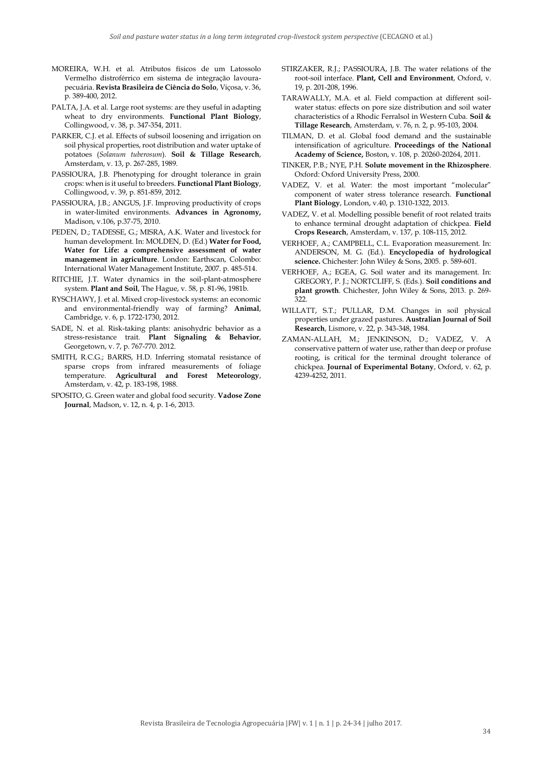MOREIRA, W.H. et al. Atributos físicos de um Latossolo Vermelho distroférrico em sistema de integração lavoura-pecuária. **Revista Brasileira de Ciência do Solo**, Viçosa, v. 36, p. 389-400, 2012.

PALTA, J.A. et al. Large root systems: are they useful in adapting wheat to dry environments. **Functional Plant Biology**, Collingwood, v. 38, p. 347-354, 2011.

PARKER, C.J. et al. Effects of subsoil loosening and irrigation on soil physical properties, root distribution and water uptake of potatoes (*Solanum tuberosum*). **Soil & Tillage Research**, Amsterdam, v. 13, p. 267-285, 1989.

PASSIOURA, J.B. Phenotyping for drought tolerance in grain crops: when is it useful to breeders. **Functional Plant Biology**, Collingwood, v. 39, p. 851-859, 2012.

PASSIOURA, J.B.; ANGUS, J.F. Improving productivity of crops in water-limited environments. **Advances in Agronomy,** Madison, v.106, p.37-75, 2010.

PEDEN, D.; TADESSE, G.; MISRA, A.K. Water and livestock for human development. In: MOLDEN, D. (Ed.) **Water for Food, Water for Life: a comprehensive assessment of water management in agriculture**. London: Earthscan, Colombo: International Water Management Institute, 2007. p. 485-514.

RITCHIE, J.T. Water dynamics in the soil-plant-atmosphere system. **Plant and Soil**, The Hague, v. 58, p. 81-96, 1981b.

RYSCHAWY, J. et al. Mixed crop-livestock systems: an economic and environmental-friendly way of farming? **Animal**, Cambridge, v. 6, p. 1722-1730, 2012.

SADE, N. et al. Risk-taking plants: anisohydric behavior as a stress-resistance trait. **Plant Signaling & Behavior**, Georgetown, v. 7, p. 767-770. 2012.

SMITH, R.C.G.; BARRS, H.D. Inferring stomatal resistance of sparse crops from infrared measurements of foliage temperature. **Agricultural and Forest Meteorology**, Amsterdam, v. 42, p. 183-198, 1988.

SPOSITO, G. Green water and global food security. **Vadose Zone Journal**, Madson, v. 12, n. 4, p. 1-6, 2013.

STIRZAKER, R.J.; PASSIOURA, J.B. The water relations of the root-soil interface. **Plant, Cell and Environment**, Oxford, v. 19, p. 201-208, 1996.

TARAWALLY, M.A. et al. Field compaction at different soil-water status: effects on pore size distribution and soil water characteristics of a Rhodic Ferralsol in Western Cuba. **Soil & Tillage Research**, Amsterdam, v. 76, n. 2, p. 95-103, 2004.

TILMAN, D. et al. Global food demand and the sustainable intensification of agriculture. **Proceedings of the National Academy of Science,** Boston, v. 108, p. 20260-20264, 2011.

TINKER, P.B.; NYE, P.H. **Solute movement in the Rhizosphere**. Oxford: Oxford University Press, 2000.

VADEZ, V. et al. Water: the most important "molecular" component of water stress tolerance research. **Functional Plant Biology**, London, v.40, p. 1310-1322, 2013.

VADEZ, V. et al. Modelling possible benefit of root related traits to enhance terminal drought adaptation of chickpea. **Field Crops Research**, Amsterdam, v. 137, p. 108-115, 2012.

VERHOEF, A.; CAMPBELL, C.L. Evaporation measurement. In: ANDERSON, M. G. (Ed.). **Encyclopedia of hydrological science.** Chichester: John Wiley & Sons, 2005. p. 589-601.

VERHOEF, A.; EGEA, G. Soil water and its management. In: GREGORY, P. J.; NORTCLIFF, S. (Eds.). **Soil conditions and plant growth**. Chichester, John Wiley & Sons, 2013. p. 269-322.

WILLATT, S.T.; PULLAR, D.M. Changes in soil physical properties under grazed pastures. **Australian Journal of Soil Research**, Lismore, v. 22, p. 343-348, 1984.

ZAMAN-ALLAH, M.; JENKINSON, D.; VADEZ, V. A conservative pattern of water use, rather than deep or profuse rooting, is critical for the terminal drought tolerance of chickpea. **Journal of Experimental Botany**, Oxford, v. 62, p. 4239-4252, 2011.